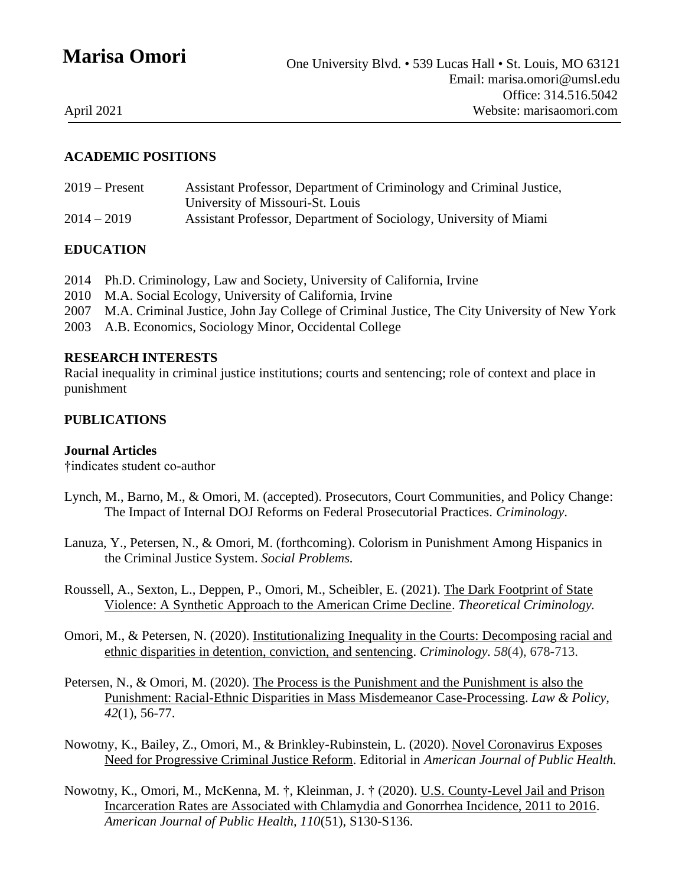# Marisa Omori

One University Blvd. • 539 Lucas Hall • St. Louis, MO 63121
Email: marisa.omori@umsl.edu
Office: 314.516.5042
Website: marisaomori.com

April 2021

## ACADEMIC POSITIONS

2019 – Present — Assistant Professor, Department of Criminology and Criminal Justice, University of Missouri-St. Louis

2014 – 2019 — Assistant Professor, Department of Sociology, University of Miami

## EDUCATION

2014 Ph.D. Criminology, Law and Society, University of California, Irvine
2010 M.A. Social Ecology, University of California, Irvine
2007 M.A. Criminal Justice, John Jay College of Criminal Justice, The City University of New York
2003 A.B. Economics, Sociology Minor, Occidental College

## RESEARCH INTERESTS

Racial inequality in criminal justice institutions; courts and sentencing; role of context and place in punishment

## PUBLICATIONS

### Journal Articles

†indicates student co-author

Lynch, M., Barno, M., & Omori, M. (accepted). Prosecutors, Court Communities, and Policy Change: The Impact of Internal DOJ Reforms on Federal Prosecutorial Practices. *Criminology*.

Lanuza, Y., Petersen, N., & Omori, M. (forthcoming). Colorism in Punishment Among Hispanics in the Criminal Justice System. *Social Problems.*

Roussell, A., Sexton, L., Deppen, P., Omori, M., Scheibler, E. (2021). The Dark Footprint of State Violence: A Synthetic Approach to the American Crime Decline. *Theoretical Criminology.*

Omori, M., & Petersen, N. (2020). Institutionalizing Inequality in the Courts: Decomposing racial and ethnic disparities in detention, conviction, and sentencing. *Criminology. 58*(4), 678-713.

Petersen, N., & Omori, M. (2020). The Process is the Punishment and the Punishment is also the Punishment: Racial-Ethnic Disparities in Mass Misdemeanor Case-Processing. *Law & Policy, 42*(1), 56-77.

Nowotny, K., Bailey, Z., Omori, M., & Brinkley-Rubinstein, L. (2020). Novel Coronavirus Exposes Need for Progressive Criminal Justice Reform. Editorial in *American Journal of Public Health.*

Nowotny, K., Omori, M., McKenna, M. †, Kleinman, J. † (2020). U.S. County-Level Jail and Prison Incarceration Rates are Associated with Chlamydia and Gonorrhea Incidence, 2011 to 2016. *American Journal of Public Health, 110*(51), S130-S136.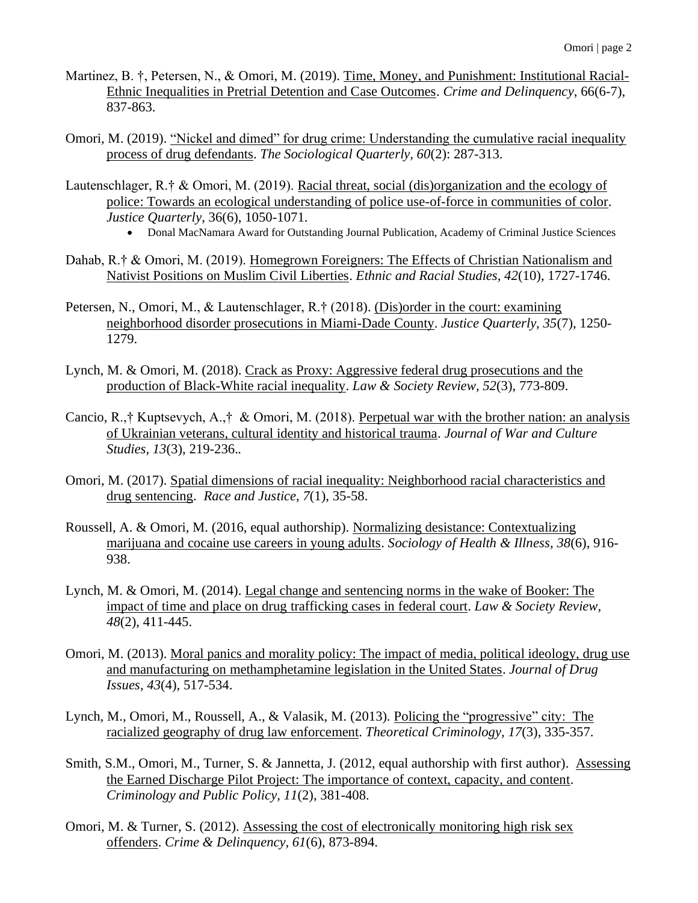Martinez, B. †, Petersen, N., & Omori, M. (2019). Time, Money, and Punishment: Institutional Racial-Ethnic Inequalities in Pretrial Detention and Case Outcomes. *Crime and Delinquency*, 66(6-7), 837-863.

Omori, M. (2019). "Nickel and dimed" for drug crime: Understanding the cumulative racial inequality process of drug defendants. *The Sociological Quarterly, 60*(2): 287-313.

Lautenschlager, R.† & Omori, M. (2019). Racial threat, social (dis)organization and the ecology of police: Towards an ecological understanding of police use-of-force in communities of color. *Justice Quarterly*, 36(6), 1050-1071.

- Donal MacNamara Award for Outstanding Journal Publication, Academy of Criminal Justice Sciences

Dahab, R.† & Omori, M. (2019). Homegrown Foreigners: The Effects of Christian Nationalism and Nativist Positions on Muslim Civil Liberties. *Ethnic and Racial Studies, 42*(10), 1727-1746.

Petersen, N., Omori, M., & Lautenschlager, R.† (2018). (Dis)order in the court: examining neighborhood disorder prosecutions in Miami-Dade County. *Justice Quarterly, 35*(7), 1250-1279.

Lynch, M. & Omori, M. (2018). Crack as Proxy: Aggressive federal drug prosecutions and the production of Black-White racial inequality. *Law & Society Review, 52*(3), 773-809.

Cancio, R.,† Kuptsevych, A.,† & Omori, M. (2018). Perpetual war with the brother nation: an analysis of Ukrainian veterans, cultural identity and historical trauma. *Journal of War and Culture Studies, 13*(3), 219-236..

Omori, M. (2017). Spatial dimensions of racial inequality: Neighborhood racial characteristics and drug sentencing. *Race and Justice*, *7*(1), 35-58.

Roussell, A. & Omori, M. (2016, equal authorship). Normalizing desistance: Contextualizing marijuana and cocaine use careers in young adults. *Sociology of Health & Illness, 38*(6), 916-938.

Lynch, M. & Omori, M. (2014). Legal change and sentencing norms in the wake of Booker: The impact of time and place on drug trafficking cases in federal court. *Law & Society Review, 48*(2), 411-445.

Omori, M. (2013). Moral panics and morality policy: The impact of media, political ideology, drug use and manufacturing on methamphetamine legislation in the United States. *Journal of Drug Issues*, *43*(4), 517-534.

Lynch, M., Omori, M., Roussell, A., & Valasik, M. (2013). Policing the "progressive" city: The racialized geography of drug law enforcement. *Theoretical Criminology, 17*(3), 335-357.

Smith, S.M., Omori, M., Turner, S. & Jannetta, J. (2012, equal authorship with first author). Assessing the Earned Discharge Pilot Project: The importance of context, capacity, and content. *Criminology and Public Policy, 11*(2), 381-408.

Omori, M. & Turner, S. (2012). Assessing the cost of electronically monitoring high risk sex offenders. *Crime & Delinquency, 61*(6), 873-894.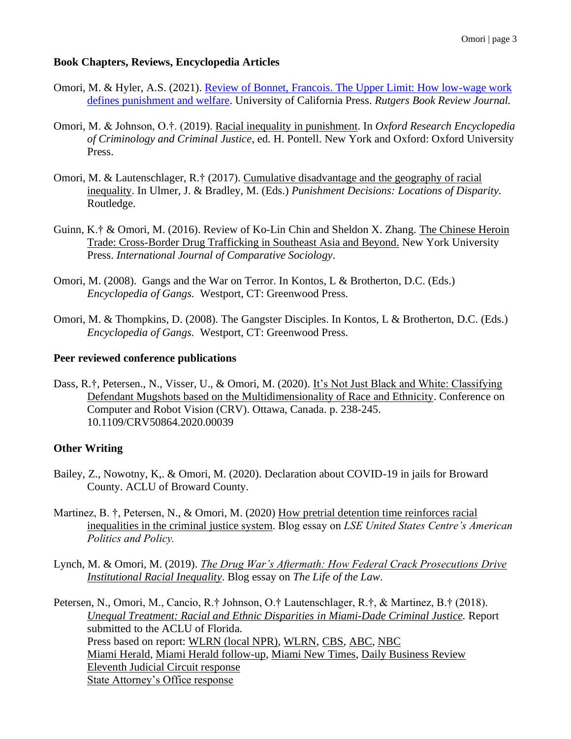### Book Chapters, Reviews, Encyclopedia Articles

Omori, M. & Hyler, A.S. (2021). Review of Bonnet, Francois. The Upper Limit: How low-wage work defines punishment and welfare. University of California Press. *Rutgers Book Review Journal.*

Omori, M. & Johnson, O.†. (2019). Racial inequality in punishment. In *Oxford Research Encyclopedia of Criminology and Criminal Justice*, ed. H. Pontell. New York and Oxford: Oxford University Press.

Omori, M. & Lautenschlager, R.† (2017). Cumulative disadvantage and the geography of racial inequality. In Ulmer, J. & Bradley, M. (Eds.) *Punishment Decisions: Locations of Disparity.* Routledge.

Guinn, K.† & Omori, M. (2016). Review of Ko-Lin Chin and Sheldon X. Zhang. The Chinese Heroin Trade: Cross-Border Drug Trafficking in Southeast Asia and Beyond. New York University Press. *International Journal of Comparative Sociology*.

Omori, M. (2008). Gangs and the War on Terror. In Kontos, L & Brotherton, D.C. (Eds.) *Encyclopedia of Gangs.* Westport, CT: Greenwood Press.

Omori, M. & Thompkins, D. (2008). The Gangster Disciples. In Kontos, L & Brotherton, D.C. (Eds.) *Encyclopedia of Gangs.* Westport, CT: Greenwood Press.

### Peer reviewed conference publications

Dass, R.†, Petersen., N., Visser, U., & Omori, M. (2020). It's Not Just Black and White: Classifying Defendant Mugshots based on the Multidimensionality of Race and Ethnicity. Conference on Computer and Robot Vision (CRV). Ottawa, Canada. p. 238-245. 10.1109/CRV50864.2020.00039

### Other Writing

Bailey, Z., Nowotny, K,. & Omori, M. (2020). Declaration about COVID-19 in jails for Broward County. ACLU of Broward County.

Martinez, B. †, Petersen, N., & Omori, M. (2020) How pretrial detention time reinforces racial inequalities in the criminal justice system. Blog essay on *LSE United States Centre's American Politics and Policy.*

Lynch, M. & Omori, M. (2019). *The Drug War's Aftermath: How Federal Crack Prosecutions Drive Institutional Racial Inequality*. Blog essay on *The Life of the Law*.

Petersen, N., Omori, M., Cancio, R.† Johnson, O.† Lautenschlager, R.†, & Martinez, B.† (2018). *Unequal Treatment: Racial and Ethnic Disparities in Miami-Dade Criminal Justice.* Report submitted to the ACLU of Florida.
Press based on report: WLRN (local NPR), WLRN, CBS, ABC, NBC
Miami Herald, Miami Herald follow-up, Miami New Times, Daily Business Review
Eleventh Judicial Circuit response
State Attorney's Office response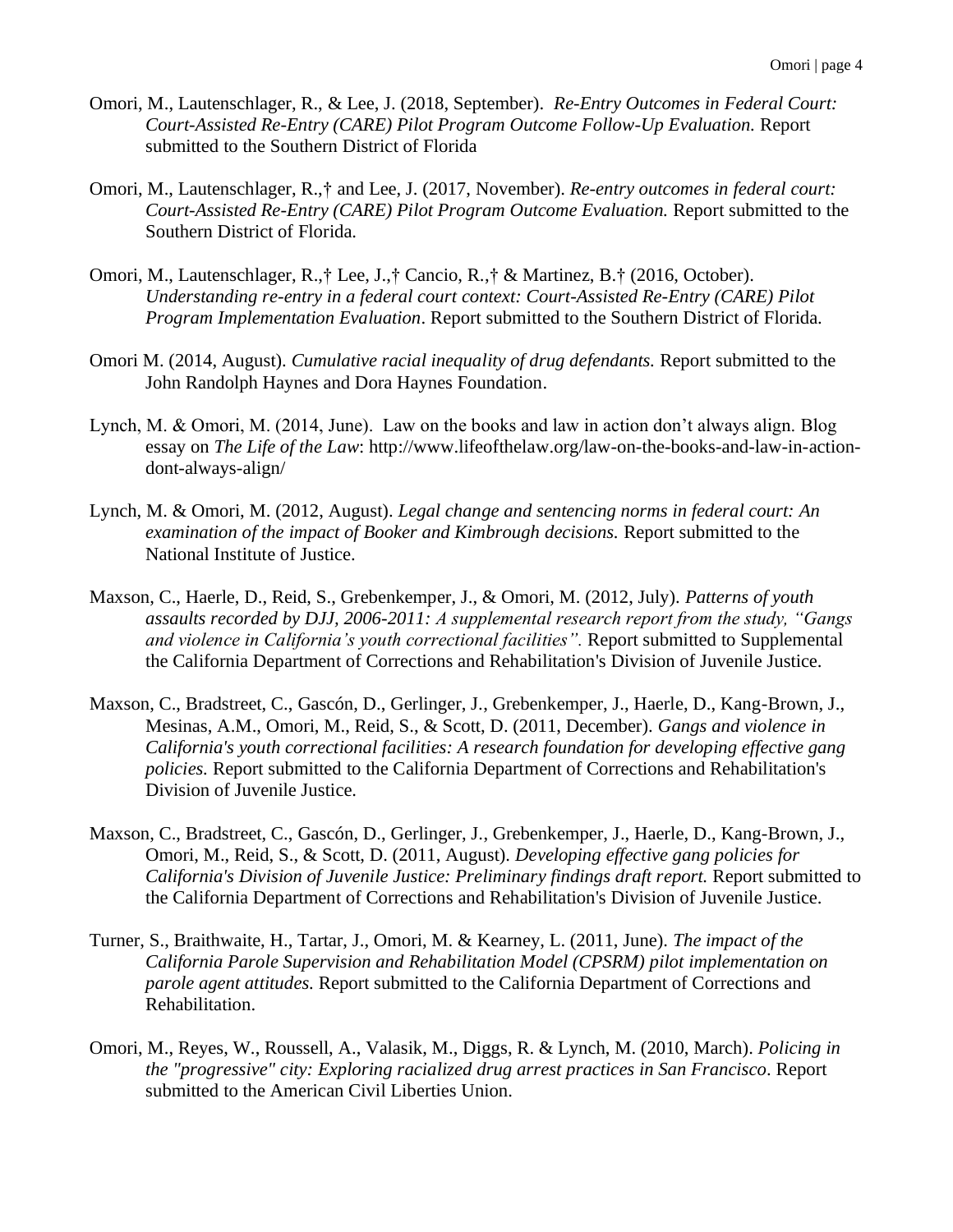Omori, M., Lautenschlager, R., & Lee, J. (2018, September). *Re-Entry Outcomes in Federal Court: Court-Assisted Re-Entry (CARE) Pilot Program Outcome Follow-Up Evaluation.* Report submitted to the Southern District of Florida

Omori, M., Lautenschlager, R.,† and Lee, J. (2017, November). *Re-entry outcomes in federal court: Court-Assisted Re-Entry (CARE) Pilot Program Outcome Evaluation.* Report submitted to the Southern District of Florida.

Omori, M., Lautenschlager, R.,† Lee, J.,† Cancio, R.,† & Martinez, B.† (2016, October). *Understanding re-entry in a federal court context: Court-Assisted Re-Entry (CARE) Pilot Program Implementation Evaluation*. Report submitted to the Southern District of Florida.

Omori M. (2014, August). *Cumulative racial inequality of drug defendants.* Report submitted to the John Randolph Haynes and Dora Haynes Foundation.

Lynch, M. & Omori, M. (2014, June). Law on the books and law in action don't always align. Blog essay on *The Life of the Law*: http://www.lifeofthelaw.org/law-on-the-books-and-law-in-action-dont-always-align/

Lynch, M. & Omori, M. (2012, August). *Legal change and sentencing norms in federal court: An examination of the impact of Booker and Kimbrough decisions.* Report submitted to the National Institute of Justice.

Maxson, C., Haerle, D., Reid, S., Grebenkemper, J., & Omori, M. (2012, July). *Patterns of youth assaults recorded by DJJ, 2006-2011: A supplemental research report from the study, "Gangs and violence in California's youth correctional facilities".* Report submitted to Supplemental the California Department of Corrections and Rehabilitation's Division of Juvenile Justice.

Maxson, C., Bradstreet, C., Gascón, D., Gerlinger, J., Grebenkemper, J., Haerle, D., Kang-Brown, J., Mesinas, A.M., Omori, M., Reid, S., & Scott, D. (2011, December). *Gangs and violence in California's youth correctional facilities: A research foundation for developing effective gang policies.* Report submitted to the California Department of Corrections and Rehabilitation's Division of Juvenile Justice.

Maxson, C., Bradstreet, C., Gascón, D., Gerlinger, J., Grebenkemper, J., Haerle, D., Kang-Brown, J., Omori, M., Reid, S., & Scott, D. (2011, August). *Developing effective gang policies for California's Division of Juvenile Justice: Preliminary findings draft report.* Report submitted to the California Department of Corrections and Rehabilitation's Division of Juvenile Justice.

Turner, S., Braithwaite, H., Tartar, J., Omori, M. & Kearney, L. (2011, June). *The impact of the California Parole Supervision and Rehabilitation Model (CPSRM) pilot implementation on parole agent attitudes.* Report submitted to the California Department of Corrections and Rehabilitation.

Omori, M., Reyes, W., Roussell, A., Valasik, M., Diggs, R. & Lynch, M. (2010, March). *Policing in the "progressive" city: Exploring racialized drug arrest practices in San Francisco*. Report submitted to the American Civil Liberties Union.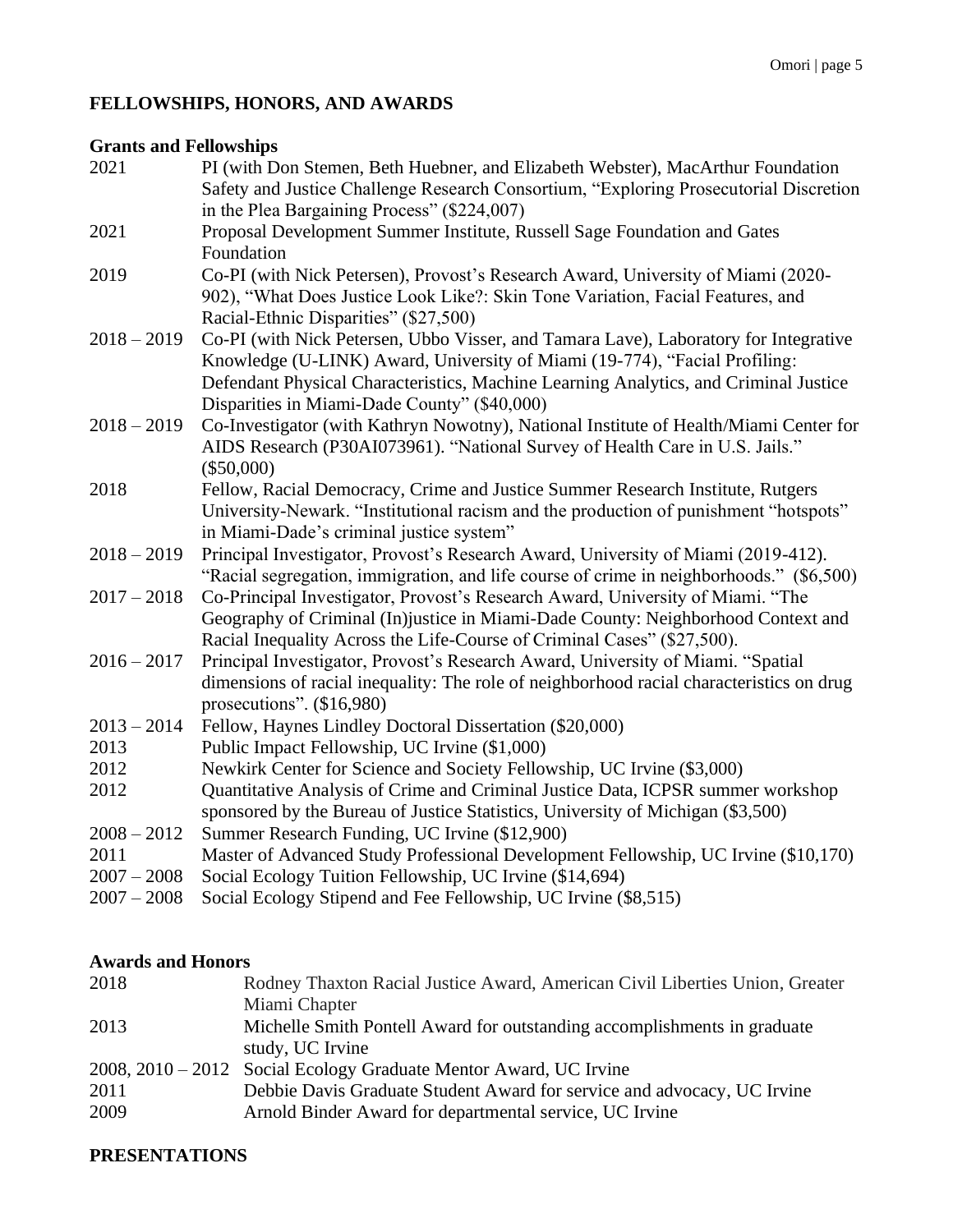## FELLOWSHIPS, HONORS, AND AWARDS

### Grants and Fellowships

2021 PI (with Don Stemen, Beth Huebner, and Elizabeth Webster), MacArthur Foundation Safety and Justice Challenge Research Consortium, "Exploring Prosecutorial Discretion in the Plea Bargaining Process" ($224,007)

2021 Proposal Development Summer Institute, Russell Sage Foundation and Gates Foundation

2019 Co-PI (with Nick Petersen), Provost's Research Award, University of Miami (2020-902), "What Does Justice Look Like?: Skin Tone Variation, Facial Features, and Racial-Ethnic Disparities" ($27,500)

2018 – 2019 Co-PI (with Nick Petersen, Ubbo Visser, and Tamara Lave), Laboratory for Integrative Knowledge (U-LINK) Award, University of Miami (19-774), "Facial Profiling: Defendant Physical Characteristics, Machine Learning Analytics, and Criminal Justice Disparities in Miami-Dade County" ($40,000)

2018 – 2019 Co-Investigator (with Kathryn Nowotny), National Institute of Health/Miami Center for AIDS Research (P30AI073961). "National Survey of Health Care in U.S. Jails." ($50,000)

2018 Fellow, Racial Democracy, Crime and Justice Summer Research Institute, Rutgers University-Newark. "Institutional racism and the production of punishment "hotspots" in Miami-Dade's criminal justice system"

2018 – 2019 Principal Investigator, Provost's Research Award, University of Miami (2019-412). "Racial segregation, immigration, and life course of crime in neighborhoods." ($6,500)

2017 – 2018 Co-Principal Investigator, Provost's Research Award, University of Miami. "The Geography of Criminal (In)justice in Miami-Dade County: Neighborhood Context and Racial Inequality Across the Life-Course of Criminal Cases" ($27,500).

2016 – 2017 Principal Investigator, Provost's Research Award, University of Miami. "Spatial dimensions of racial inequality: The role of neighborhood racial characteristics on drug prosecutions". ($16,980)

2013 – 2014 Fellow, Haynes Lindley Doctoral Dissertation ($20,000)

2013 Public Impact Fellowship, UC Irvine ($1,000)

2012 Newkirk Center for Science and Society Fellowship, UC Irvine ($3,000)

2012 Quantitative Analysis of Crime and Criminal Justice Data, ICPSR summer workshop sponsored by the Bureau of Justice Statistics, University of Michigan ($3,500)

2008 – 2012 Summer Research Funding, UC Irvine ($12,900)

2011 Master of Advanced Study Professional Development Fellowship, UC Irvine ($10,170)

2007 – 2008 Social Ecology Tuition Fellowship, UC Irvine ($14,694)

2007 – 2008 Social Ecology Stipend and Fee Fellowship, UC Irvine ($8,515)

### Awards and Honors

2018 Rodney Thaxton Racial Justice Award, American Civil Liberties Union, Greater Miami Chapter

2013 Michelle Smith Pontell Award for outstanding accomplishments in graduate study, UC Irvine

2008, 2010 – 2012 Social Ecology Graduate Mentor Award, UC Irvine

2011 Debbie Davis Graduate Student Award for service and advocacy, UC Irvine

2009 Arnold Binder Award for departmental service, UC Irvine

## PRESENTATIONS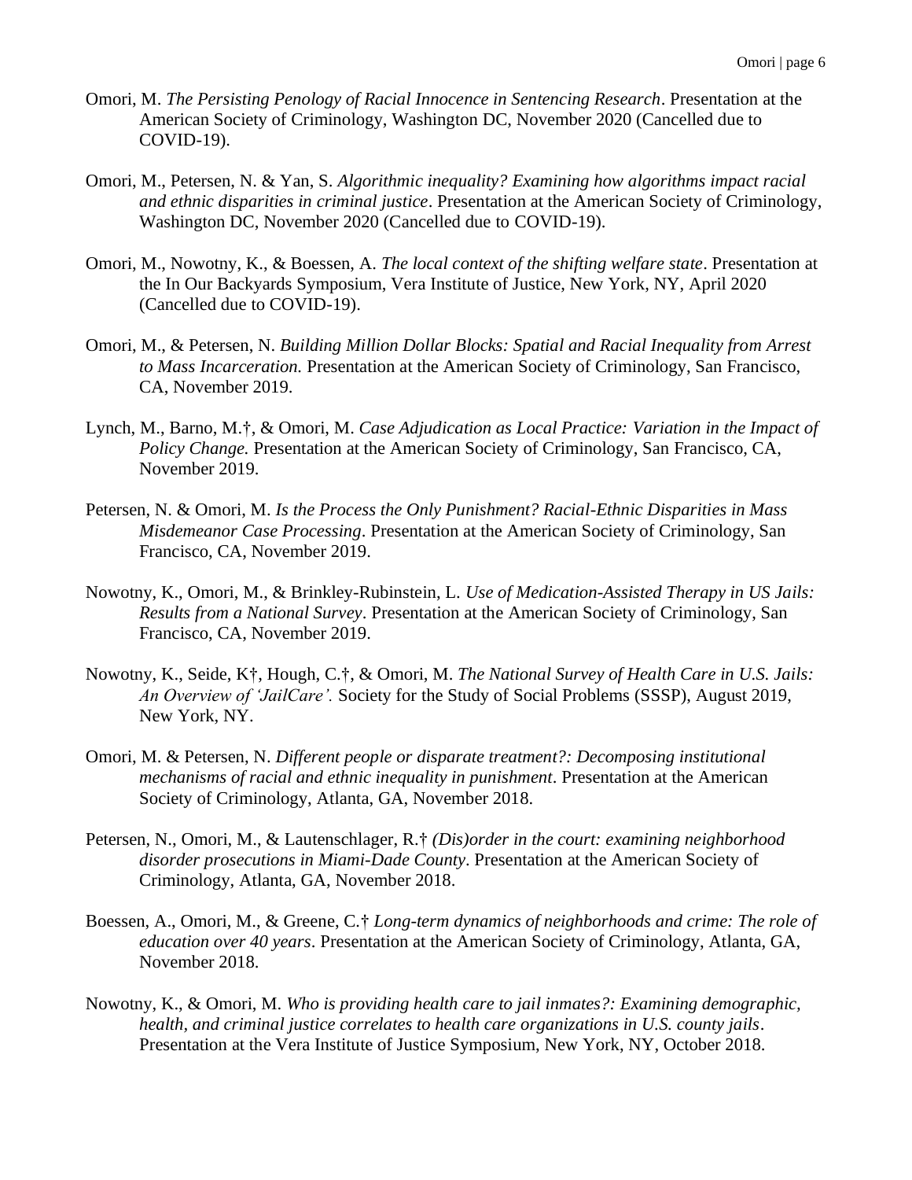Omori, M. *The Persisting Penology of Racial Innocence in Sentencing Research*. Presentation at the American Society of Criminology, Washington DC, November 2020 (Cancelled due to COVID-19).

Omori, M., Petersen, N. & Yan, S. *Algorithmic inequality? Examining how algorithms impact racial and ethnic disparities in criminal justice*. Presentation at the American Society of Criminology, Washington DC, November 2020 (Cancelled due to COVID-19).

Omori, M., Nowotny, K., & Boessen, A. *The local context of the shifting welfare state*. Presentation at the In Our Backyards Symposium, Vera Institute of Justice, New York, NY, April 2020 (Cancelled due to COVID-19).

Omori, M., & Petersen, N. *Building Million Dollar Blocks: Spatial and Racial Inequality from Arrest to Mass Incarceration.* Presentation at the American Society of Criminology, San Francisco, CA, November 2019.

Lynch, M., Barno, M.†, & Omori, M. *Case Adjudication as Local Practice: Variation in the Impact of Policy Change.* Presentation at the American Society of Criminology, San Francisco, CA, November 2019.

Petersen, N. & Omori, M. *Is the Process the Only Punishment? Racial-Ethnic Disparities in Mass Misdemeanor Case Processing*. Presentation at the American Society of Criminology, San Francisco, CA, November 2019.

Nowotny, K., Omori, M., & Brinkley-Rubinstein, L. *Use of Medication-Assisted Therapy in US Jails: Results from a National Survey*. Presentation at the American Society of Criminology, San Francisco, CA, November 2019.

Nowotny, K., Seide, K†, Hough, C.†, & Omori, M. *The National Survey of Health Care in U.S. Jails: An Overview of 'JailCare'.* Society for the Study of Social Problems (SSSP), August 2019, New York, NY.

Omori, M. & Petersen, N. *Different people or disparate treatment?: Decomposing institutional mechanisms of racial and ethnic inequality in punishment*. Presentation at the American Society of Criminology, Atlanta, GA, November 2018.

Petersen, N., Omori, M., & Lautenschlager, R.† *(Dis)order in the court: examining neighborhood disorder prosecutions in Miami-Dade County*. Presentation at the American Society of Criminology, Atlanta, GA, November 2018.

Boessen, A., Omori, M., & Greene, C.† *Long-term dynamics of neighborhoods and crime: The role of education over 40 years*. Presentation at the American Society of Criminology, Atlanta, GA, November 2018.

Nowotny, K., & Omori, M. *Who is providing health care to jail inmates?: Examining demographic, health, and criminal justice correlates to health care organizations in U.S. county jails*. Presentation at the Vera Institute of Justice Symposium, New York, NY, October 2018.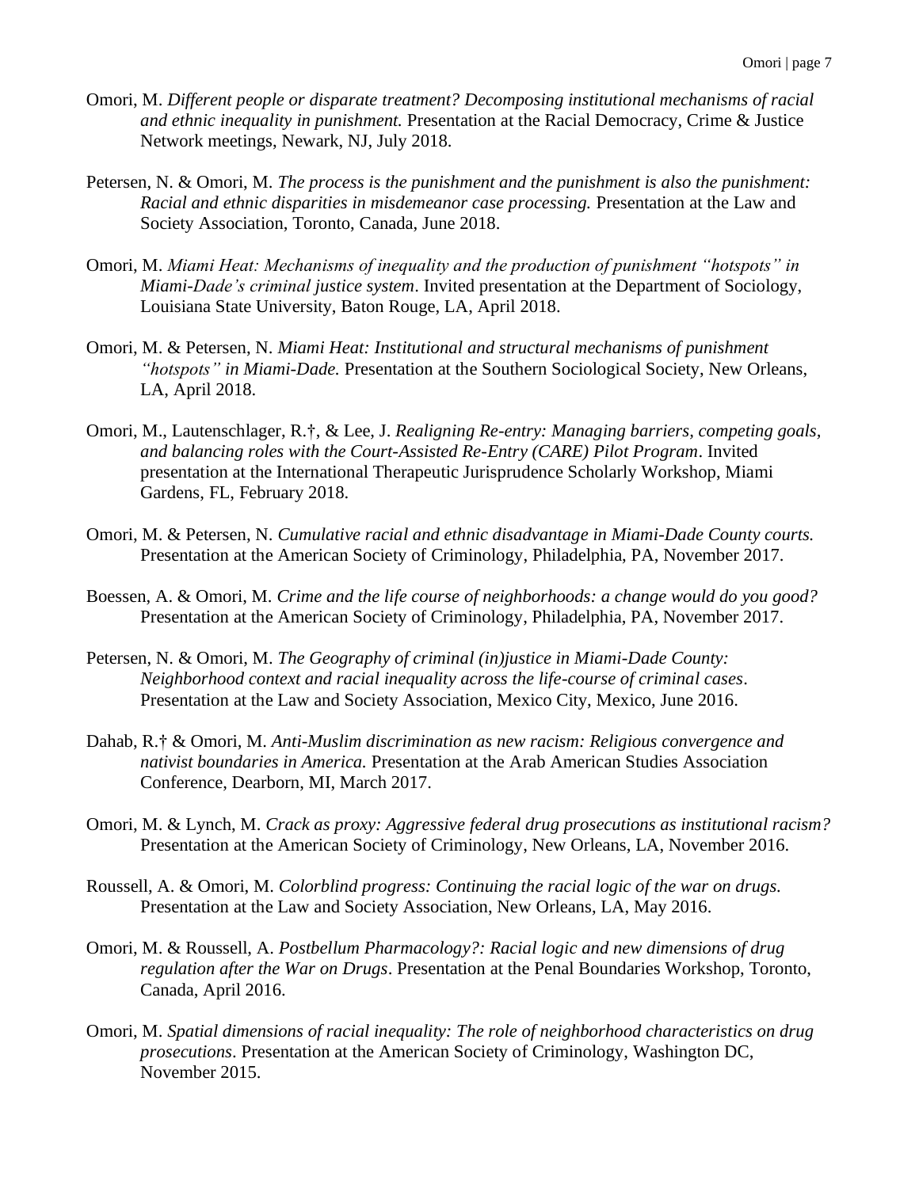Omori, M. *Different people or disparate treatment? Decomposing institutional mechanisms of racial and ethnic inequality in punishment.* Presentation at the Racial Democracy, Crime & Justice Network meetings, Newark, NJ, July 2018.

Petersen, N. & Omori, M. *The process is the punishment and the punishment is also the punishment: Racial and ethnic disparities in misdemeanor case processing.* Presentation at the Law and Society Association, Toronto, Canada, June 2018.

Omori, M. *Miami Heat: Mechanisms of inequality and the production of punishment "hotspots" in Miami-Dade's criminal justice system*. Invited presentation at the Department of Sociology, Louisiana State University, Baton Rouge, LA, April 2018.

Omori, M. & Petersen, N. *Miami Heat: Institutional and structural mechanisms of punishment "hotspots" in Miami-Dade.* Presentation at the Southern Sociological Society, New Orleans, LA, April 2018.

Omori, M., Lautenschlager, R.†, & Lee, J. *Realigning Re-entry: Managing barriers, competing goals, and balancing roles with the Court-Assisted Re-Entry (CARE) Pilot Program*. Invited presentation at the International Therapeutic Jurisprudence Scholarly Workshop, Miami Gardens, FL, February 2018.

Omori, M. & Petersen, N. *Cumulative racial and ethnic disadvantage in Miami-Dade County courts.* Presentation at the American Society of Criminology, Philadelphia, PA, November 2017.

Boessen, A. & Omori, M. *Crime and the life course of neighborhoods: a change would do you good?* Presentation at the American Society of Criminology, Philadelphia, PA, November 2017.

Petersen, N. & Omori, M. *The Geography of criminal (in)justice in Miami-Dade County: Neighborhood context and racial inequality across the life-course of criminal cases*. Presentation at the Law and Society Association, Mexico City, Mexico, June 2016.

Dahab, R.† & Omori, M. *Anti-Muslim discrimination as new racism: Religious convergence and nativist boundaries in America.* Presentation at the Arab American Studies Association Conference, Dearborn, MI, March 2017.

Omori, M. & Lynch, M. *Crack as proxy: Aggressive federal drug prosecutions as institutional racism?* Presentation at the American Society of Criminology, New Orleans, LA, November 2016.

Roussell, A. & Omori, M. *Colorblind progress: Continuing the racial logic of the war on drugs.* Presentation at the Law and Society Association, New Orleans, LA, May 2016.

Omori, M. & Roussell, A. *Postbellum Pharmacology?: Racial logic and new dimensions of drug regulation after the War on Drugs*. Presentation at the Penal Boundaries Workshop, Toronto, Canada, April 2016.

Omori, M. *Spatial dimensions of racial inequality: The role of neighborhood characteristics on drug prosecutions*. Presentation at the American Society of Criminology, Washington DC, November 2015.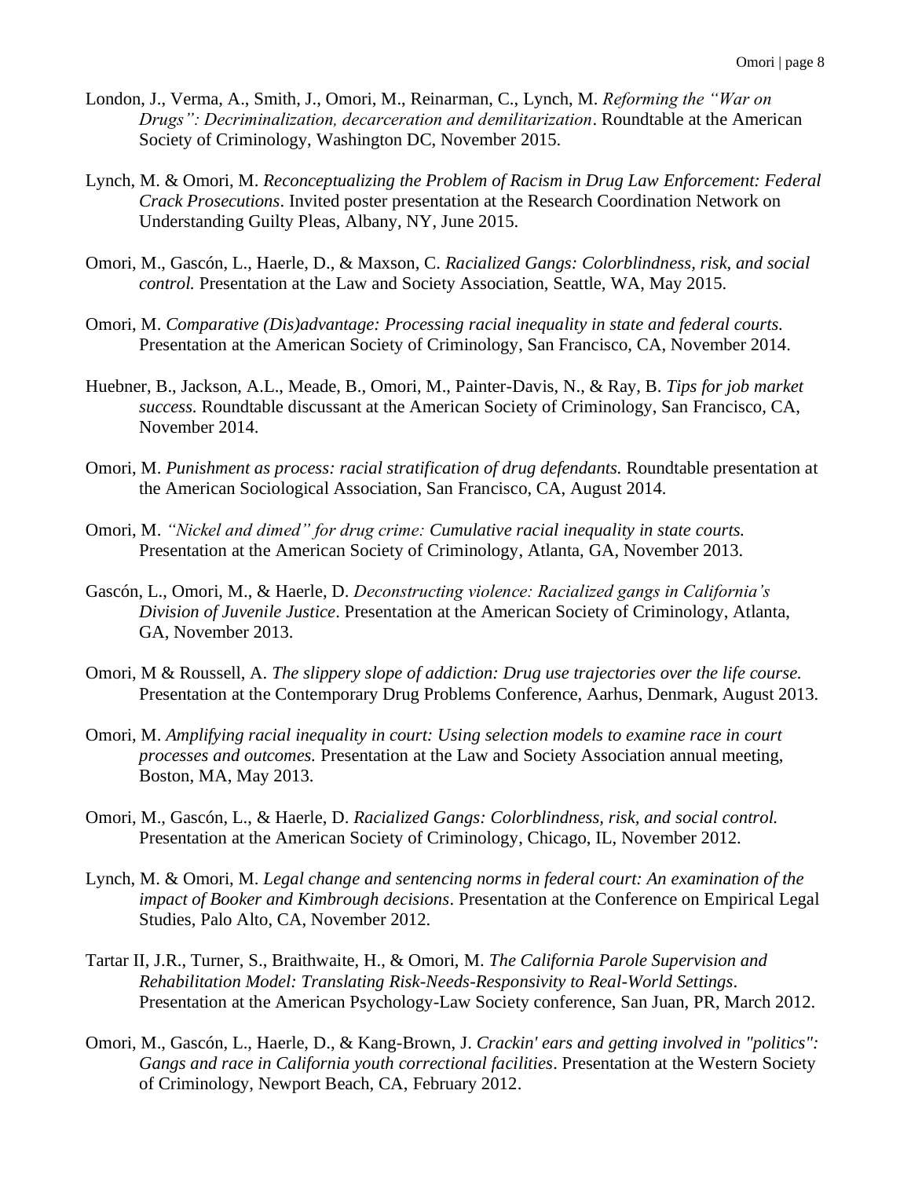London, J., Verma, A., Smith, J., Omori, M., Reinarman, C., Lynch, M. *Reforming the "War on Drugs": Decriminalization, decarceration and demilitarization*. Roundtable at the American Society of Criminology, Washington DC, November 2015.

Lynch, M. & Omori, M. *Reconceptualizing the Problem of Racism in Drug Law Enforcement: Federal Crack Prosecutions*. Invited poster presentation at the Research Coordination Network on Understanding Guilty Pleas, Albany, NY, June 2015.

Omori, M., Gascón, L., Haerle, D., & Maxson, C. *Racialized Gangs: Colorblindness, risk, and social control.* Presentation at the Law and Society Association, Seattle, WA, May 2015.

Omori, M. *Comparative (Dis)advantage: Processing racial inequality in state and federal courts.* Presentation at the American Society of Criminology, San Francisco, CA, November 2014.

Huebner, B., Jackson, A.L., Meade, B., Omori, M., Painter-Davis, N., & Ray, B. *Tips for job market success.* Roundtable discussant at the American Society of Criminology, San Francisco, CA, November 2014.

Omori, M. *Punishment as process: racial stratification of drug defendants.* Roundtable presentation at the American Sociological Association, San Francisco, CA, August 2014.

Omori, M. *"Nickel and dimed" for drug crime: Cumulative racial inequality in state courts.* Presentation at the American Society of Criminology, Atlanta, GA, November 2013.

Gascón, L., Omori, M., & Haerle, D. *Deconstructing violence: Racialized gangs in California's Division of Juvenile Justice*. Presentation at the American Society of Criminology, Atlanta, GA, November 2013.

Omori, M & Roussell, A. *The slippery slope of addiction: Drug use trajectories over the life course.* Presentation at the Contemporary Drug Problems Conference, Aarhus, Denmark, August 2013.

Omori, M. *Amplifying racial inequality in court: Using selection models to examine race in court processes and outcomes.* Presentation at the Law and Society Association annual meeting, Boston, MA, May 2013.

Omori, M., Gascón, L., & Haerle, D. *Racialized Gangs: Colorblindness, risk, and social control.* Presentation at the American Society of Criminology, Chicago, IL, November 2012.

Lynch, M. & Omori, M. *Legal change and sentencing norms in federal court: An examination of the impact of Booker and Kimbrough decisions*. Presentation at the Conference on Empirical Legal Studies, Palo Alto, CA, November 2012.

Tartar II, J.R., Turner, S., Braithwaite, H., & Omori, M. *The California Parole Supervision and Rehabilitation Model: Translating Risk-Needs-Responsivity to Real-World Settings*. Presentation at the American Psychology-Law Society conference, San Juan, PR, March 2012.

Omori, M., Gascón, L., Haerle, D., & Kang-Brown, J. *Crackin' ears and getting involved in "politics": Gangs and race in California youth correctional facilities*. Presentation at the Western Society of Criminology, Newport Beach, CA, February 2012.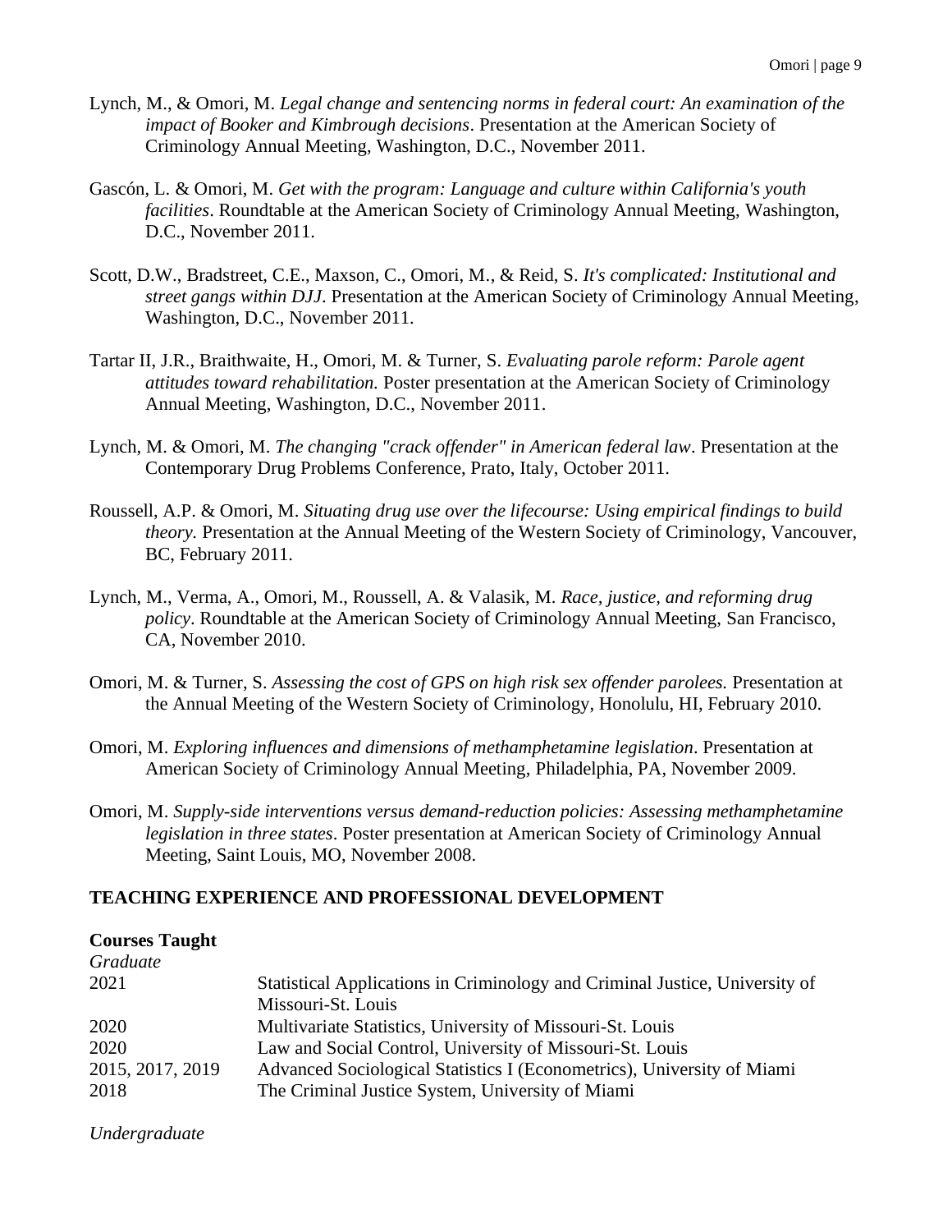Lynch, M., & Omori, M. *Legal change and sentencing norms in federal court: An examination of the impact of Booker and Kimbrough decisions*. Presentation at the American Society of Criminology Annual Meeting, Washington, D.C., November 2011.

Gascón, L. & Omori, M. *Get with the program: Language and culture within California's youth facilities*. Roundtable at the American Society of Criminology Annual Meeting, Washington, D.C., November 2011.

Scott, D.W., Bradstreet, C.E., Maxson, C., Omori, M., & Reid, S. *It's complicated: Institutional and street gangs within DJJ*. Presentation at the American Society of Criminology Annual Meeting, Washington, D.C., November 2011.

Tartar II, J.R., Braithwaite, H., Omori, M. & Turner, S. *Evaluating parole reform: Parole agent attitudes toward rehabilitation.* Poster presentation at the American Society of Criminology Annual Meeting, Washington, D.C., November 2011.

Lynch, M. & Omori, M. *The changing "crack offender" in American federal law*. Presentation at the Contemporary Drug Problems Conference, Prato, Italy, October 2011.

Roussell, A.P. & Omori, M. *Situating drug use over the lifecourse: Using empirical findings to build theory.* Presentation at the Annual Meeting of the Western Society of Criminology, Vancouver, BC, February 2011.

Lynch, M., Verma, A., Omori, M., Roussell, A. & Valasik, M. *Race, justice, and reforming drug policy*. Roundtable at the American Society of Criminology Annual Meeting, San Francisco, CA, November 2010.

Omori, M. & Turner, S. *Assessing the cost of GPS on high risk sex offender parolees.* Presentation at the Annual Meeting of the Western Society of Criminology, Honolulu, HI, February 2010.

Omori, M. *Exploring influences and dimensions of methamphetamine legislation*. Presentation at American Society of Criminology Annual Meeting, Philadelphia, PA, November 2009.

Omori, M. *Supply-side interventions versus demand-reduction policies: Assessing methamphetamine legislation in three states*. Poster presentation at American Society of Criminology Annual Meeting, Saint Louis, MO, November 2008.

## TEACHING EXPERIENCE AND PROFESSIONAL DEVELOPMENT

**Courses Taught**

*Graduate*

| | |
|---|---|
| 2021 | Statistical Applications in Criminology and Criminal Justice, University of Missouri-St. Louis |
| 2020 | Multivariate Statistics, University of Missouri-St. Louis |
| 2020 | Law and Social Control, University of Missouri-St. Louis |
| 2015, 2017, 2019 | Advanced Sociological Statistics I (Econometrics), University of Miami |
| 2018 | The Criminal Justice System, University of Miami |

*Undergraduate*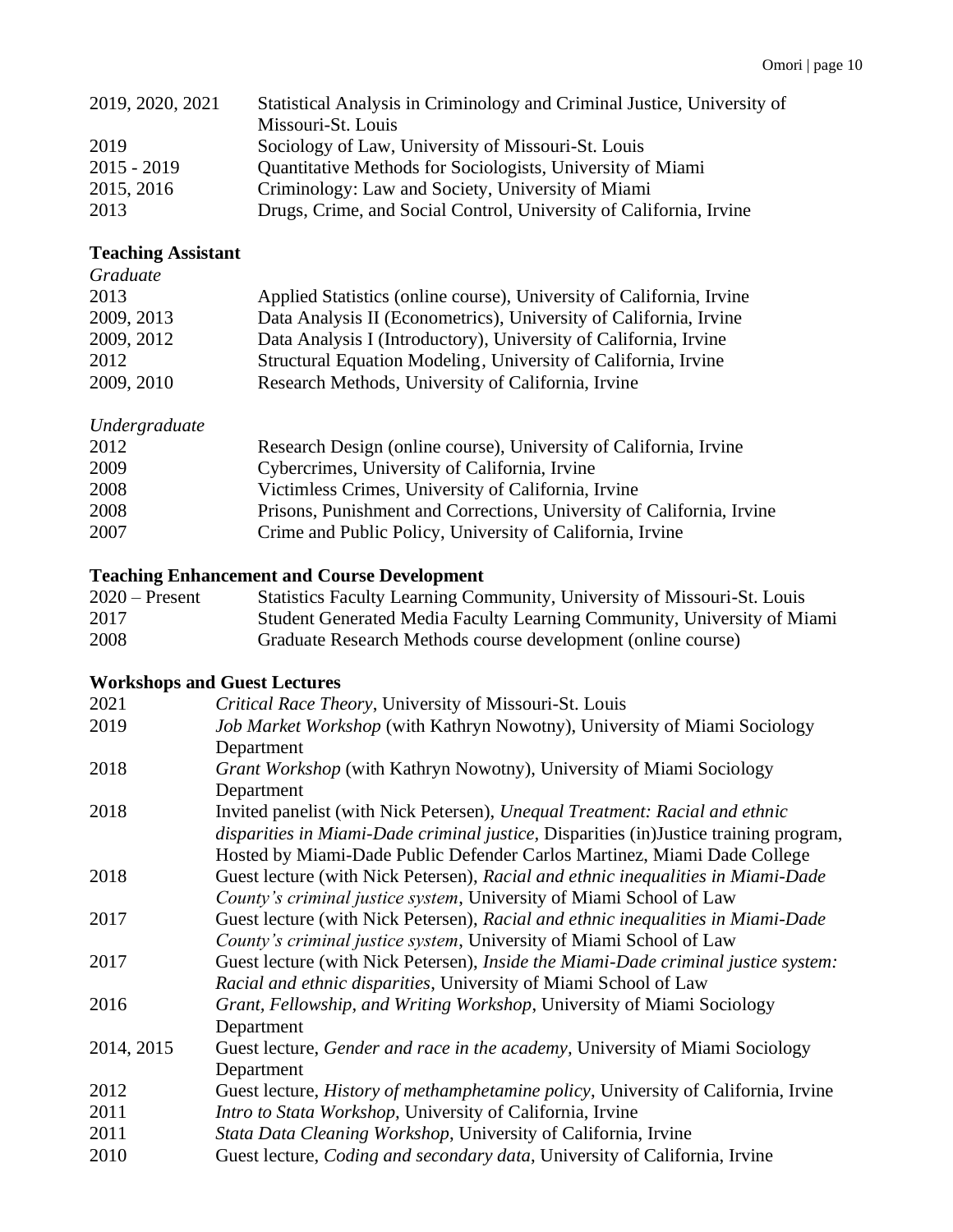| | |
|---|---|
| 2019, 2020, 2021 | Statistical Analysis in Criminology and Criminal Justice, University of Missouri-St. Louis |
| 2019 | Sociology of Law, University of Missouri-St. Louis |
| 2015 - 2019 | Quantitative Methods for Sociologists, University of Miami |
| 2015, 2016 | Criminology: Law and Society, University of Miami |
| 2013 | Drugs, Crime, and Social Control, University of California, Irvine |

### Teaching Assistant

*Graduate*

| | |
|---|---|
| 2013 | Applied Statistics (online course), University of California, Irvine |
| 2009, 2013 | Data Analysis II (Econometrics), University of California, Irvine |
| 2009, 2012 | Data Analysis I (Introductory), University of California, Irvine |
| 2012 | Structural Equation Modeling, University of California, Irvine |
| 2009, 2010 | Research Methods, University of California, Irvine |

*Undergraduate*

| | |
|---|---|
| 2012 | Research Design (online course), University of California, Irvine |
| 2009 | Cybercrimes, University of California, Irvine |
| 2008 | Victimless Crimes, University of California, Irvine |
| 2008 | Prisons, Punishment and Corrections, University of California, Irvine |
| 2007 | Crime and Public Policy, University of California, Irvine |

### Teaching Enhancement and Course Development

| | |
|---|---|
| 2020 – Present | Statistics Faculty Learning Community, University of Missouri-St. Louis |
| 2017 | Student Generated Media Faculty Learning Community, University of Miami |
| 2008 | Graduate Research Methods course development (online course) |

### Workshops and Guest Lectures

| | |
|---|---|
| 2021 | *Critical Race Theory*, University of Missouri-St. Louis |
| 2019 | *Job Market Workshop* (with Kathryn Nowotny), University of Miami Sociology Department |
| 2018 | *Grant Workshop* (with Kathryn Nowotny), University of Miami Sociology Department |
| 2018 | Invited panelist (with Nick Petersen), *Unequal Treatment: Racial and ethnic disparities in Miami-Dade criminal justice*, Disparities (in)Justice training program, Hosted by Miami-Dade Public Defender Carlos Martinez, Miami Dade College |
| 2018 | Guest lecture (with Nick Petersen), *Racial and ethnic inequalities in Miami-Dade County's criminal justice system*, University of Miami School of Law |
| 2017 | Guest lecture (with Nick Petersen), *Racial and ethnic inequalities in Miami-Dade County's criminal justice system*, University of Miami School of Law |
| 2017 | Guest lecture (with Nick Petersen), *Inside the Miami-Dade criminal justice system: Racial and ethnic disparities*, University of Miami School of Law |
| 2016 | *Grant, Fellowship, and Writing Workshop*, University of Miami Sociology Department |
| 2014, 2015 | Guest lecture, *Gender and race in the academy*, University of Miami Sociology Department |
| 2012 | Guest lecture, *History of methamphetamine policy*, University of California, Irvine |
| 2011 | *Intro to Stata Workshop*, University of California, Irvine |
| 2011 | *Stata Data Cleaning Workshop*, University of California, Irvine |
| 2010 | Guest lecture, *Coding and secondary data*, University of California, Irvine |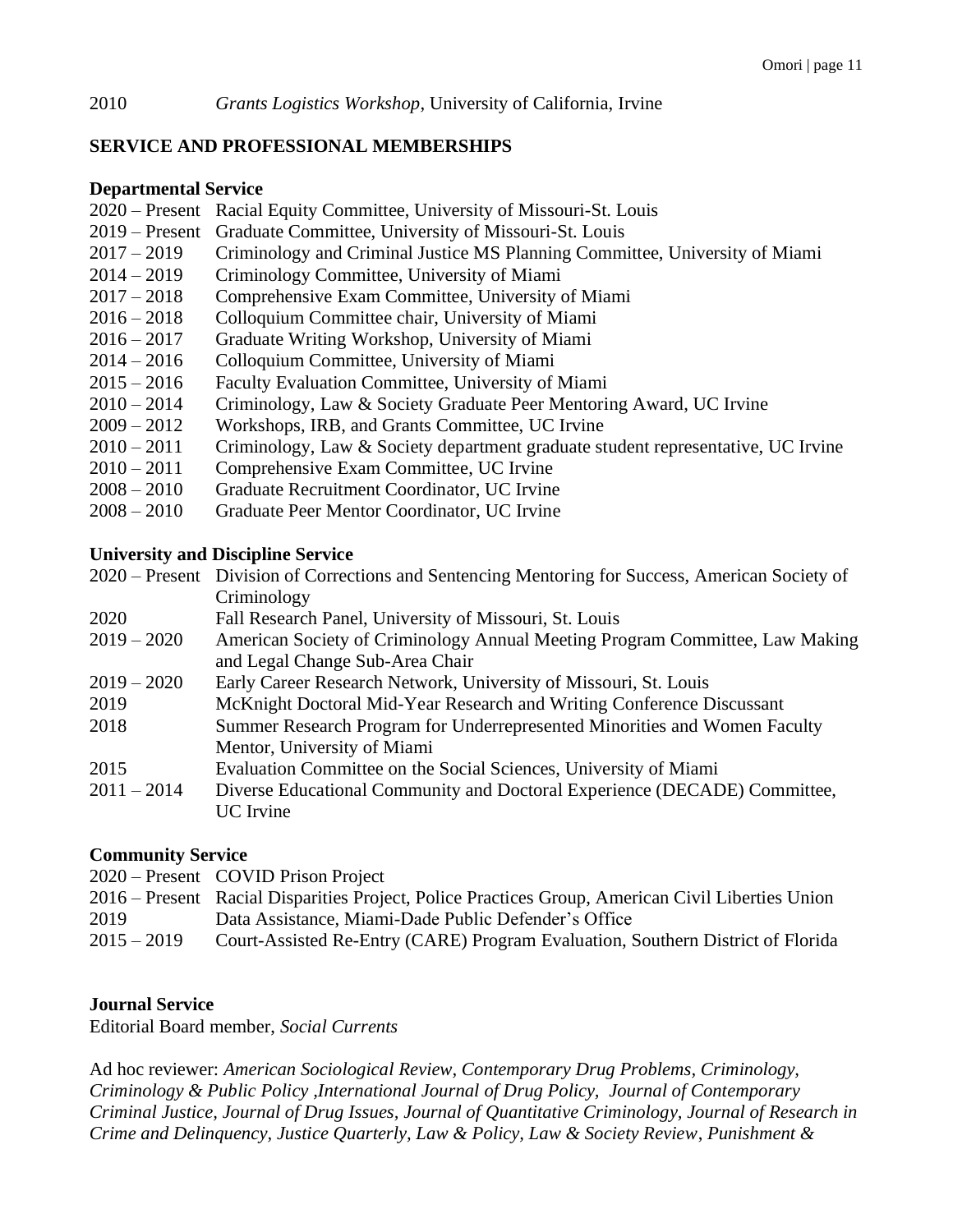2010 *Grants Logistics Workshop*, University of California, Irvine

## SERVICE AND PROFESSIONAL MEMBERSHIPS

### Departmental Service

2020 – Present Racial Equity Committee, University of Missouri-St. Louis
2019 – Present Graduate Committee, University of Missouri-St. Louis
2017 – 2019 Criminology and Criminal Justice MS Planning Committee, University of Miami
2014 – 2019 Criminology Committee, University of Miami
2017 – 2018 Comprehensive Exam Committee, University of Miami
2016 – 2018 Colloquium Committee chair, University of Miami
2016 – 2017 Graduate Writing Workshop, University of Miami
2014 – 2016 Colloquium Committee, University of Miami
2015 – 2016 Faculty Evaluation Committee, University of Miami
2010 – 2014 Criminology, Law & Society Graduate Peer Mentoring Award, UC Irvine
2009 – 2012 Workshops, IRB, and Grants Committee, UC Irvine
2010 – 2011 Criminology, Law & Society department graduate student representative, UC Irvine
2010 – 2011 Comprehensive Exam Committee, UC Irvine
2008 – 2010 Graduate Recruitment Coordinator, UC Irvine
2008 – 2010 Graduate Peer Mentor Coordinator, UC Irvine

### University and Discipline Service

2020 – Present Division of Corrections and Sentencing Mentoring for Success, American Society of Criminology
2020 Fall Research Panel, University of Missouri, St. Louis
2019 – 2020 American Society of Criminology Annual Meeting Program Committee, Law Making and Legal Change Sub-Area Chair
2019 – 2020 Early Career Research Network, University of Missouri, St. Louis
2019 McKnight Doctoral Mid-Year Research and Writing Conference Discussant
2018 Summer Research Program for Underrepresented Minorities and Women Faculty Mentor, University of Miami
2015 Evaluation Committee on the Social Sciences, University of Miami
2011 – 2014 Diverse Educational Community and Doctoral Experience (DECADE) Committee, UC Irvine

### Community Service

2020 – Present COVID Prison Project
2016 – Present Racial Disparities Project, Police Practices Group, American Civil Liberties Union
2019 Data Assistance, Miami-Dade Public Defender's Office
2015 – 2019 Court-Assisted Re-Entry (CARE) Program Evaluation, Southern District of Florida

### Journal Service

Editorial Board member, *Social Currents*

Ad hoc reviewer: *American Sociological Review, Contemporary Drug Problems, Criminology, Criminology & Public Policy ,International Journal of Drug Policy, Journal of Contemporary Criminal Justice, Journal of Drug Issues, Journal of Quantitative Criminology, Journal of Research in Crime and Delinquency, Justice Quarterly, Law & Policy, Law & Society Review*, *Punishment &*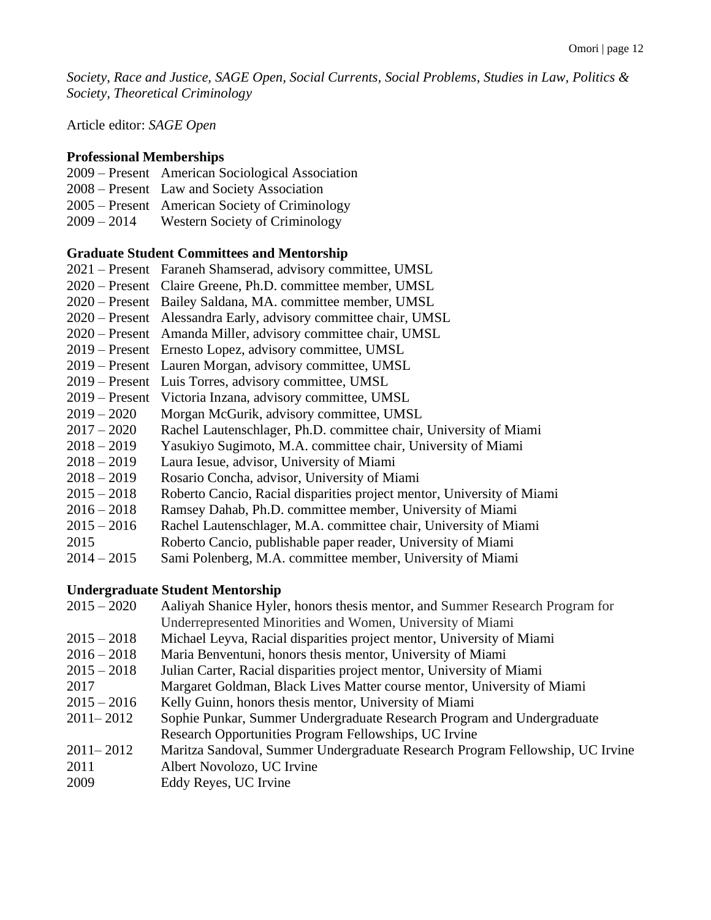*Society*, *Race and Justice, SAGE Open, Social Currents, Social Problems*, *Studies in Law, Politics & Society, Theoretical Criminology*

Article editor: *SAGE Open*

**Professional Memberships**

2009 – Present American Sociological Association
2008 – Present Law and Society Association
2005 – Present American Society of Criminology
2009 – 2014 Western Society of Criminology

**Graduate Student Committees and Mentorship**

2021 – Present Faraneh Shamserad, advisory committee, UMSL
2020 – Present Claire Greene, Ph.D. committee member, UMSL
2020 – Present Bailey Saldana, MA. committee member, UMSL
2020 – Present Alessandra Early, advisory committee chair, UMSL
2020 – Present Amanda Miller, advisory committee chair, UMSL
2019 – Present Ernesto Lopez, advisory committee, UMSL
2019 – Present Lauren Morgan, advisory committee, UMSL
2019 – Present Luis Torres, advisory committee, UMSL
2019 – Present Victoria Inzana, advisory committee, UMSL
2019 – 2020 Morgan McGurik, advisory committee, UMSL
2017 – 2020 Rachel Lautenschlager, Ph.D. committee chair, University of Miami
2018 – 2019 Yasukiyo Sugimoto, M.A. committee chair, University of Miami
2018 – 2019 Laura Iesue, advisor, University of Miami
2018 – 2019 Rosario Concha, advisor, University of Miami
2015 – 2018 Roberto Cancio, Racial disparities project mentor, University of Miami
2016 – 2018 Ramsey Dahab, Ph.D. committee member, University of Miami
2015 – 2016 Rachel Lautenschlager, M.A. committee chair, University of Miami
2015 Roberto Cancio, publishable paper reader, University of Miami
2014 – 2015 Sami Polenberg, M.A. committee member, University of Miami

**Undergraduate Student Mentorship**

2015 – 2020 Aaliyah Shanice Hyler, honors thesis mentor, and Summer Research Program for Underrepresented Minorities and Women, University of Miami
2015 – 2018 Michael Leyva, Racial disparities project mentor, University of Miami
2016 – 2018 Maria Benventuni, honors thesis mentor, University of Miami
2015 – 2018 Julian Carter, Racial disparities project mentor, University of Miami
2017 Margaret Goldman, Black Lives Matter course mentor, University of Miami
2015 – 2016 Kelly Guinn, honors thesis mentor, University of Miami
2011– 2012 Sophie Punkar, Summer Undergraduate Research Program and Undergraduate Research Opportunities Program Fellowships, UC Irvine
2011– 2012 Maritza Sandoval, Summer Undergraduate Research Program Fellowship, UC Irvine
2011 Albert Novolozo, UC Irvine
2009 Eddy Reyes, UC Irvine